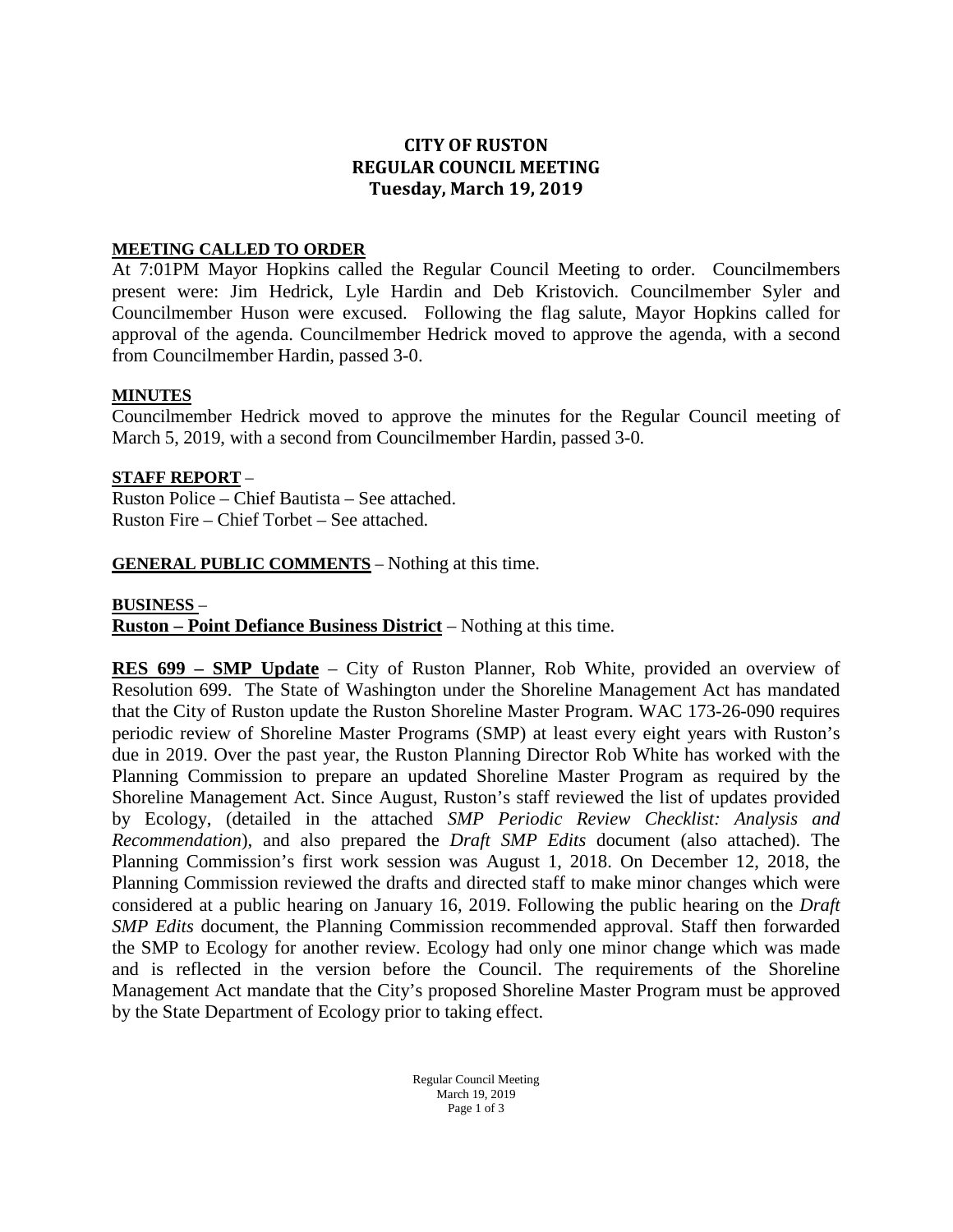# CITY OF RUSTON
## REGULAR COUNCIL MEETING
### Tuesday, March 19, 2019

**MEETING CALLED TO ORDER**

At 7:01PM Mayor Hopkins called the Regular Council Meeting to order. Councilmembers present were: Jim Hedrick, Lyle Hardin and Deb Kristovich. Councilmember Syler and Councilmember Huson were excused. Following the flag salute, Mayor Hopkins called for approval of the agenda. Councilmember Hedrick moved to approve the agenda, with a second from Councilmember Hardin, passed 3-0.

**MINUTES**

Councilmember Hedrick moved to approve the minutes for the Regular Council meeting of March 5, 2019, with a second from Councilmember Hardin, passed 3-0.

**STAFF REPORT** –

Ruston Police – Chief Bautista – See attached.
Ruston Fire – Chief Torbet – See attached.

**GENERAL PUBLIC COMMENTS** – Nothing at this time.

**BUSINESS** –

**Ruston – Point Defiance Business District** – Nothing at this time.

**RES 699 – SMP Update** – City of Ruston Planner, Rob White, provided an overview of Resolution 699. The State of Washington under the Shoreline Management Act has mandated that the City of Ruston update the Ruston Shoreline Master Program. WAC 173-26-090 requires periodic review of Shoreline Master Programs (SMP) at least every eight years with Ruston's due in 2019. Over the past year, the Ruston Planning Director Rob White has worked with the Planning Commission to prepare an updated Shoreline Master Program as required by the Shoreline Management Act. Since August, Ruston's staff reviewed the list of updates provided by Ecology, (detailed in the attached *SMP Periodic Review Checklist: Analysis and Recommendation*), and also prepared the *Draft SMP Edits* document (also attached). The Planning Commission's first work session was August 1, 2018. On December 12, 2018, the Planning Commission reviewed the drafts and directed staff to make minor changes which were considered at a public hearing on January 16, 2019. Following the public hearing on the *Draft SMP Edits* document, the Planning Commission recommended approval. Staff then forwarded the SMP to Ecology for another review. Ecology had only one minor change which was made and is reflected in the version before the Council. The requirements of the Shoreline Management Act mandate that the City's proposed Shoreline Master Program must be approved by the State Department of Ecology prior to taking effect.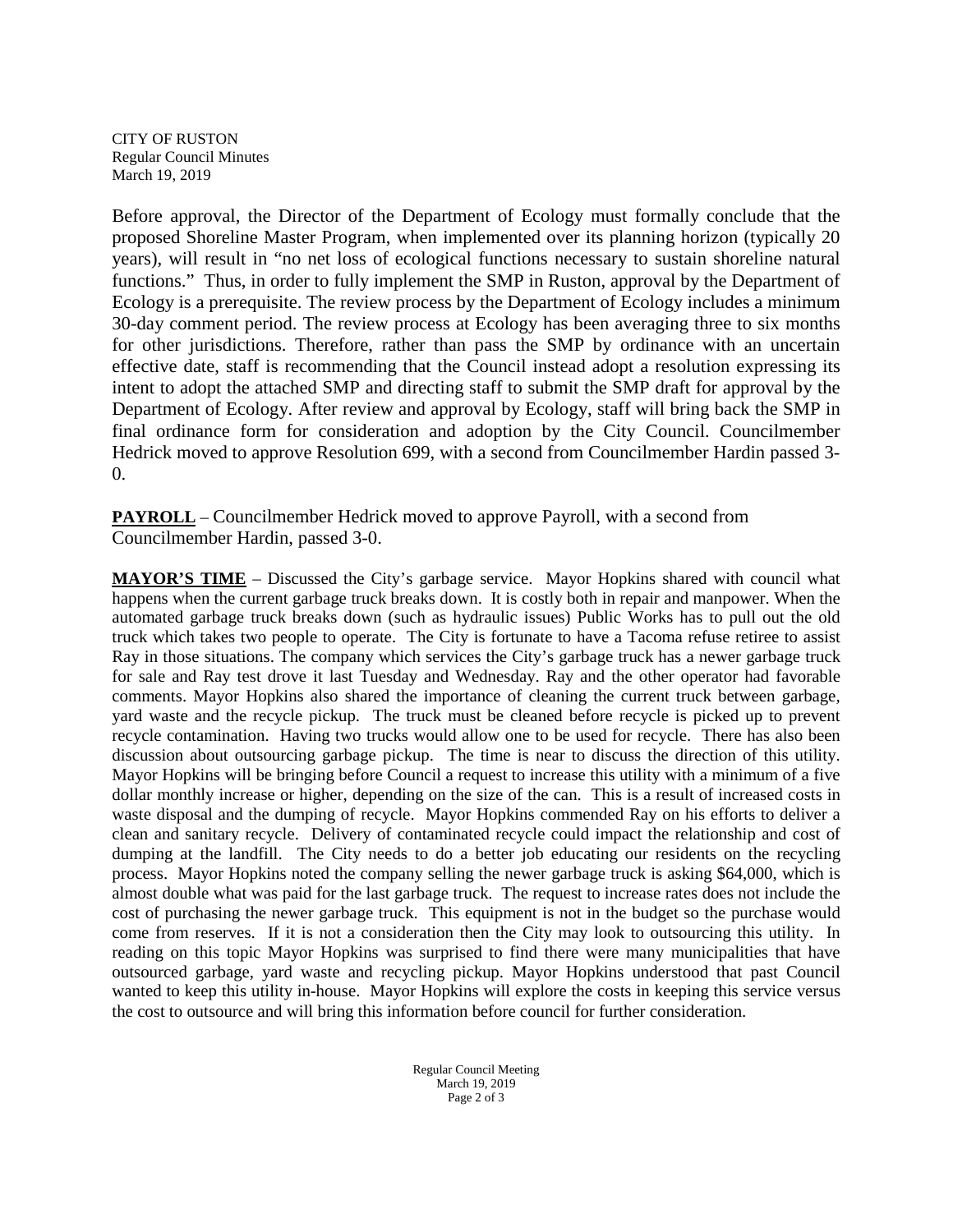Before approval, the Director of the Department of Ecology must formally conclude that the proposed Shoreline Master Program, when implemented over its planning horizon (typically 20 years), will result in "no net loss of ecological functions necessary to sustain shoreline natural functions." Thus, in order to fully implement the SMP in Ruston, approval by the Department of Ecology is a prerequisite. The review process by the Department of Ecology includes a minimum 30-day comment period. The review process at Ecology has been averaging three to six months for other jurisdictions. Therefore, rather than pass the SMP by ordinance with an uncertain effective date, staff is recommending that the Council instead adopt a resolution expressing its intent to adopt the attached SMP and directing staff to submit the SMP draft for approval by the Department of Ecology. After review and approval by Ecology, staff will bring back the SMP in final ordinance form for consideration and adoption by the City Council. Councilmember Hedrick moved to approve Resolution 699, with a second from Councilmember Hardin passed 3-0.

**PAYROLL** – Councilmember Hedrick moved to approve Payroll, with a second from Councilmember Hardin, passed 3-0.

**MAYOR'S TIME** – Discussed the City's garbage service. Mayor Hopkins shared with council what happens when the current garbage truck breaks down. It is costly both in repair and manpower. When the automated garbage truck breaks down (such as hydraulic issues) Public Works has to pull out the old truck which takes two people to operate. The City is fortunate to have a Tacoma refuse retiree to assist Ray in those situations. The company which services the City's garbage truck has a newer garbage truck for sale and Ray test drove it last Tuesday and Wednesday. Ray and the other operator had favorable comments. Mayor Hopkins also shared the importance of cleaning the current truck between garbage, yard waste and the recycle pickup. The truck must be cleaned before recycle is picked up to prevent recycle contamination. Having two trucks would allow one to be used for recycle. There has also been discussion about outsourcing garbage pickup. The time is near to discuss the direction of this utility. Mayor Hopkins will be bringing before Council a request to increase this utility with a minimum of a five dollar monthly increase or higher, depending on the size of the can. This is a result of increased costs in waste disposal and the dumping of recycle. Mayor Hopkins commended Ray on his efforts to deliver a clean and sanitary recycle. Delivery of contaminated recycle could impact the relationship and cost of dumping at the landfill. The City needs to do a better job educating our residents on the recycling process. Mayor Hopkins noted the company selling the newer garbage truck is asking $64,000, which is almost double what was paid for the last garbage truck. The request to increase rates does not include the cost of purchasing the newer garbage truck. This equipment is not in the budget so the purchase would come from reserves. If it is not a consideration then the City may look to outsourcing this utility. In reading on this topic Mayor Hopkins was surprised to find there were many municipalities that have outsourced garbage, yard waste and recycling pickup. Mayor Hopkins understood that past Council wanted to keep this utility in-house. Mayor Hopkins will explore the costs in keeping this service versus the cost to outsource and will bring this information before council for further consideration.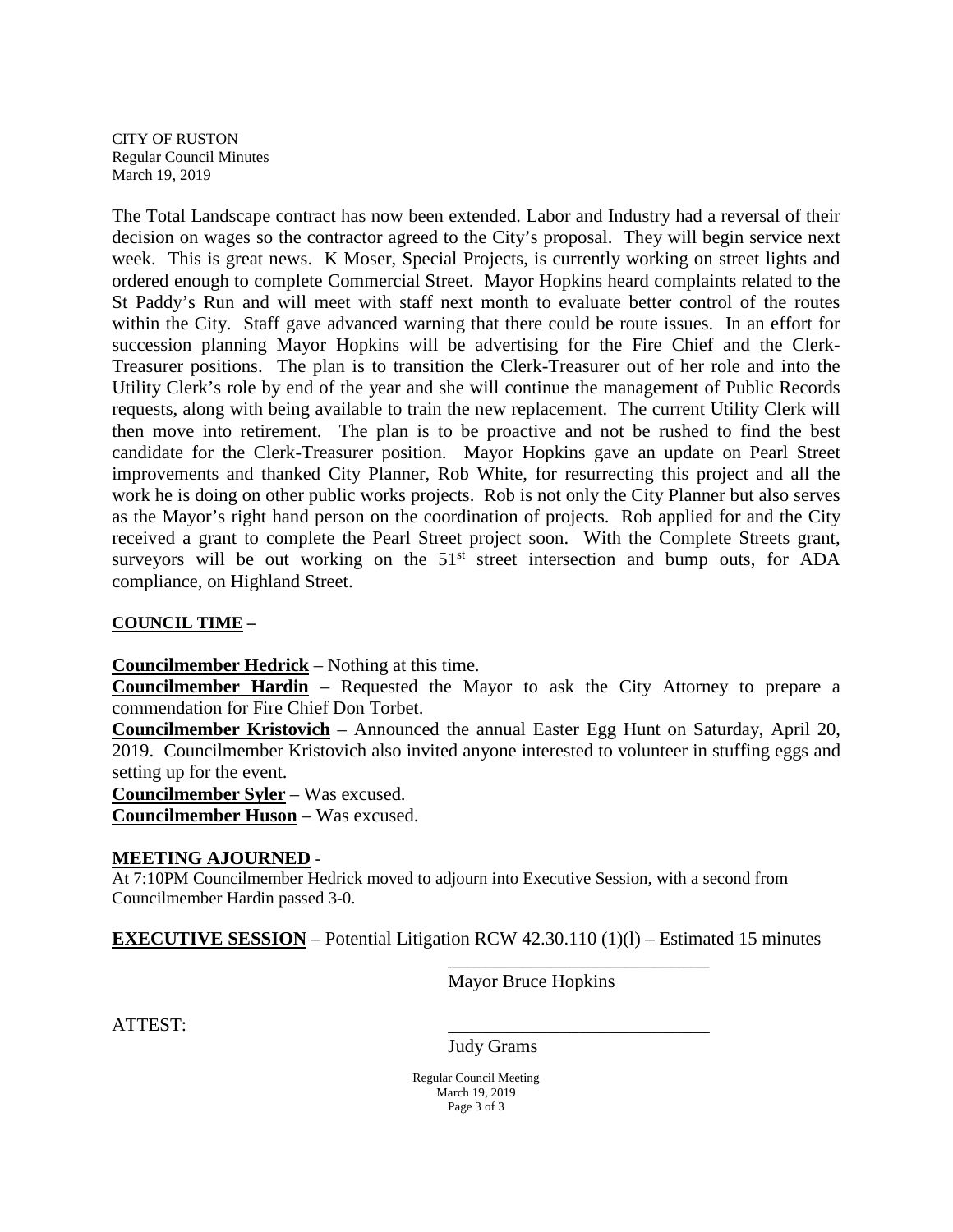The Total Landscape contract has now been extended. Labor and Industry had a reversal of their decision on wages so the contractor agreed to the City's proposal. They will begin service next week. This is great news. K Moser, Special Projects, is currently working on street lights and ordered enough to complete Commercial Street. Mayor Hopkins heard complaints related to the St Paddy's Run and will meet with staff next month to evaluate better control of the routes within the City. Staff gave advanced warning that there could be route issues. In an effort for succession planning Mayor Hopkins will be advertising for the Fire Chief and the Clerk-Treasurer positions. The plan is to transition the Clerk-Treasurer out of her role and into the Utility Clerk's role by end of the year and she will continue the management of Public Records requests, along with being available to train the new replacement. The current Utility Clerk will then move into retirement. The plan is to be proactive and not be rushed to find the best candidate for the Clerk-Treasurer position. Mayor Hopkins gave an update on Pearl Street improvements and thanked City Planner, Rob White, for resurrecting this project and all the work he is doing on other public works projects. Rob is not only the City Planner but also serves as the Mayor's right hand person on the coordination of projects. Rob applied for and the City received a grant to complete the Pearl Street project soon. With the Complete Streets grant, surveyors will be out working on the 51st street intersection and bump outs, for ADA compliance, on Highland Street.

**COUNCIL TIME –**

**Councilmember Hedrick** – Nothing at this time.
**Councilmember Hardin** – Requested the Mayor to ask the City Attorney to prepare a commendation for Fire Chief Don Torbet.
**Councilmember Kristovich** – Announced the annual Easter Egg Hunt on Saturday, April 20, 2019. Councilmember Kristovich also invited anyone interested to volunteer in stuffing eggs and setting up for the event.
**Councilmember Syler** – Was excused.
**Councilmember Huson** – Was excused.

**MEETING AJOURNED** -
At 7:10PM Councilmember Hedrick moved to adjourn into Executive Session, with a second from Councilmember Hardin passed 3-0.

**EXECUTIVE SESSION** – Potential Litigation RCW 42.30.110 (1)(l) – Estimated 15 minutes

\_\_\_\_\_\_\_\_\_\_\_\_\_\_\_\_\_\_\_\_\_\_\_\_\_\_\_\_
Mayor Bruce Hopkins

ATTEST:

\_\_\_\_\_\_\_\_\_\_\_\_\_\_\_\_\_\_\_\_\_\_\_\_\_\_\_\_
Judy Grams